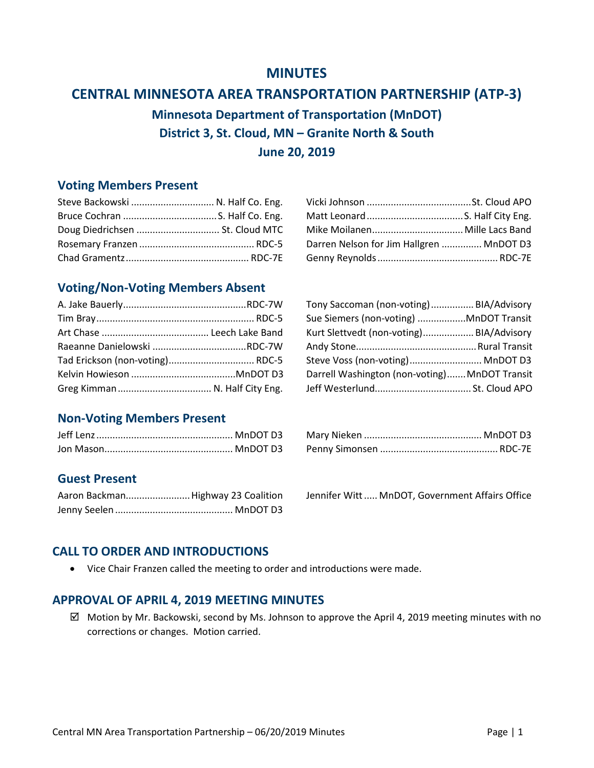# MINUTES

# CENTRAL MINNESOTA AREA TRANSPORTATION PARTNERSHIP (ATP-3)

### Minnesota Department of Transportation (MnDOT)

### District 3, St. Cloud, MN – Granite North & South

### June 20, 2019

## Voting Members Present

Steve Backowski ............................... N. Half Co. Eng.
Bruce Cochran ................................... S. Half Co. Eng.
Doug Diedrichsen ............................... St. Cloud MTC
Rosemary Franzen ........................................... RDC-5
Chad Gramentz ............................................. RDC-7E
Vicki Johnson ....................................... St. Cloud APO
Matt Leonard .................................... S. Half City Eng.
Mike Moilanen.................................. Mille Lacs Band
Darren Nelson for Jim Hallgren ............... MnDOT D3
Genny Reynolds ............................................ RDC-7E

## Voting/Non-Voting Members Absent

A. Jake Bauerly............................................. RDC-7W
Tim Bray.......................................................... RDC-5
Art Chase ........................................ Leech Lake Band
Raeanne Danielowski ................................... RDC-7W
Tad Erickson (non-voting)................................. RDC-5
Kelvin Howieson ....................................... MnDOT D3
Greg Kimman .................................. N. Half City Eng.
Tony Saccoman (non-voting)................ BIA/Advisory
Sue Siemers (non-voting) .................. MnDOT Transit
Kurt Slettvedt (non-voting)................... BIA/Advisory
Andy Stone............................................ Rural Transit
Steve Voss (non-voting)........................... MnDOT D3
Darrell Washington (non-voting)....... MnDOT Transit
Jeff Westerlund................................... St. Cloud APO

## Non-Voting Members Present

Jeff Lenz .................................................. MnDOT D3
Jon Mason................................................ MnDOT D3
Mary Nieken ........................................... MnDOT D3
Penny Simonsen ........................................... RDC-7E

## Guest Present

Aaron Backman........................ Highway 23 Coalition
Jenny Seelen ........................................... MnDOT D3
Jennifer Witt ..... MnDOT, Government Affairs Office

## CALL TO ORDER AND INTRODUCTIONS

- Vice Chair Franzen called the meeting to order and introductions were made.

## APPROVAL OF APRIL 4, 2019 MEETING MINUTES

☑ Motion by Mr. Backowski, second by Ms. Johnson to approve the April 4, 2019 meeting minutes with no corrections or changes. Motion carried.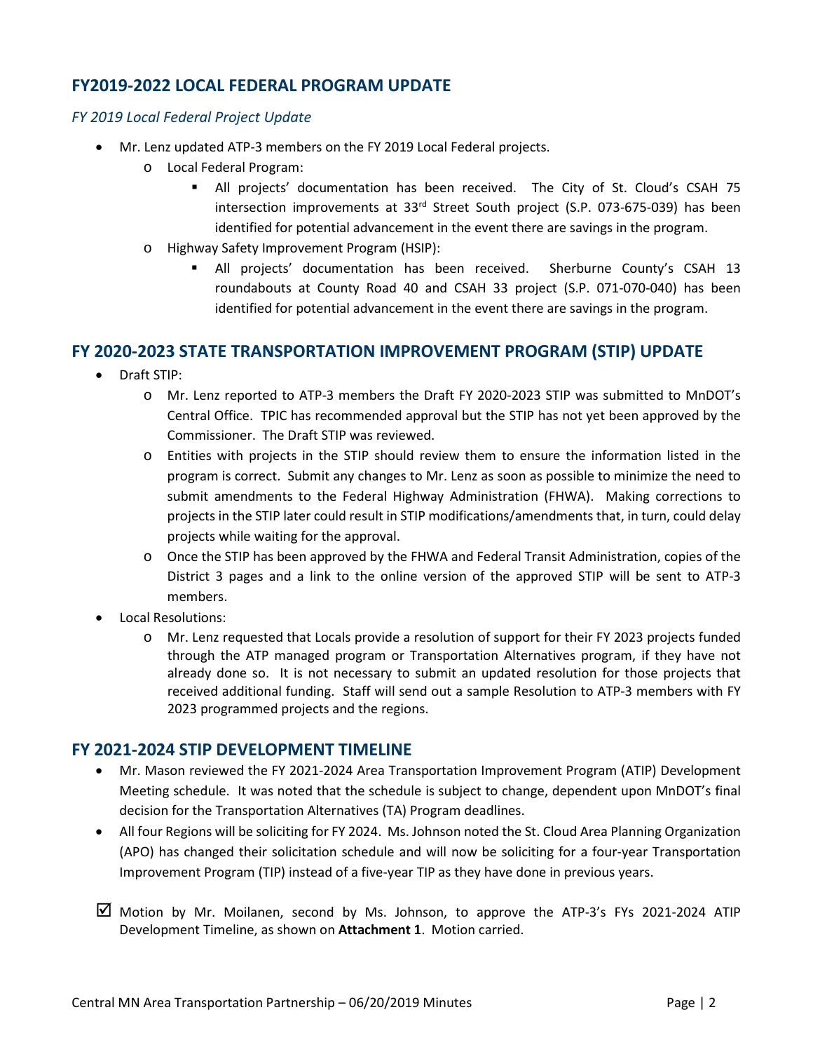## FY2019-2022 LOCAL FEDERAL PROGRAM UPDATE

### *FY 2019 Local Federal Project Update*

- Mr. Lenz updated ATP-3 members on the FY 2019 Local Federal projects.
  - Local Federal Program:
    - All projects' documentation has been received. The City of St. Cloud's CSAH 75 intersection improvements at 33rd Street South project (S.P. 073-675-039) has been identified for potential advancement in the event there are savings in the program.
  - Highway Safety Improvement Program (HSIP):
    - All projects' documentation has been received. Sherburne County's CSAH 13 roundabouts at County Road 40 and CSAH 33 project (S.P. 071-070-040) has been identified for potential advancement in the event there are savings in the program.

## FY 2020-2023 STATE TRANSPORTATION IMPROVEMENT PROGRAM (STIP) UPDATE

- Draft STIP:
  - Mr. Lenz reported to ATP-3 members the Draft FY 2020-2023 STIP was submitted to MnDOT's Central Office. TPIC has recommended approval but the STIP has not yet been approved by the Commissioner. The Draft STIP was reviewed.
  - Entities with projects in the STIP should review them to ensure the information listed in the program is correct. Submit any changes to Mr. Lenz as soon as possible to minimize the need to submit amendments to the Federal Highway Administration (FHWA). Making corrections to projects in the STIP later could result in STIP modifications/amendments that, in turn, could delay projects while waiting for the approval.
  - Once the STIP has been approved by the FHWA and Federal Transit Administration, copies of the District 3 pages and a link to the online version of the approved STIP will be sent to ATP-3 members.
- Local Resolutions:
  - Mr. Lenz requested that Locals provide a resolution of support for their FY 2023 projects funded through the ATP managed program or Transportation Alternatives program, if they have not already done so. It is not necessary to submit an updated resolution for those projects that received additional funding. Staff will send out a sample Resolution to ATP-3 members with FY 2023 programmed projects and the regions.

## FY 2021-2024 STIP DEVELOPMENT TIMELINE

- Mr. Mason reviewed the FY 2021-2024 Area Transportation Improvement Program (ATIP) Development Meeting schedule. It was noted that the schedule is subject to change, dependent upon MnDOT's final decision for the Transportation Alternatives (TA) Program deadlines.
- All four Regions will be soliciting for FY 2024. Ms. Johnson noted the St. Cloud Area Planning Organization (APO) has changed their solicitation schedule and will now be soliciting for a four-year Transportation Improvement Program (TIP) instead of a five-year TIP as they have done in previous years.

☑ Motion by Mr. Moilanen, second by Ms. Johnson, to approve the ATP-3's FYs 2021-2024 ATIP Development Timeline, as shown on **Attachment 1**. Motion carried.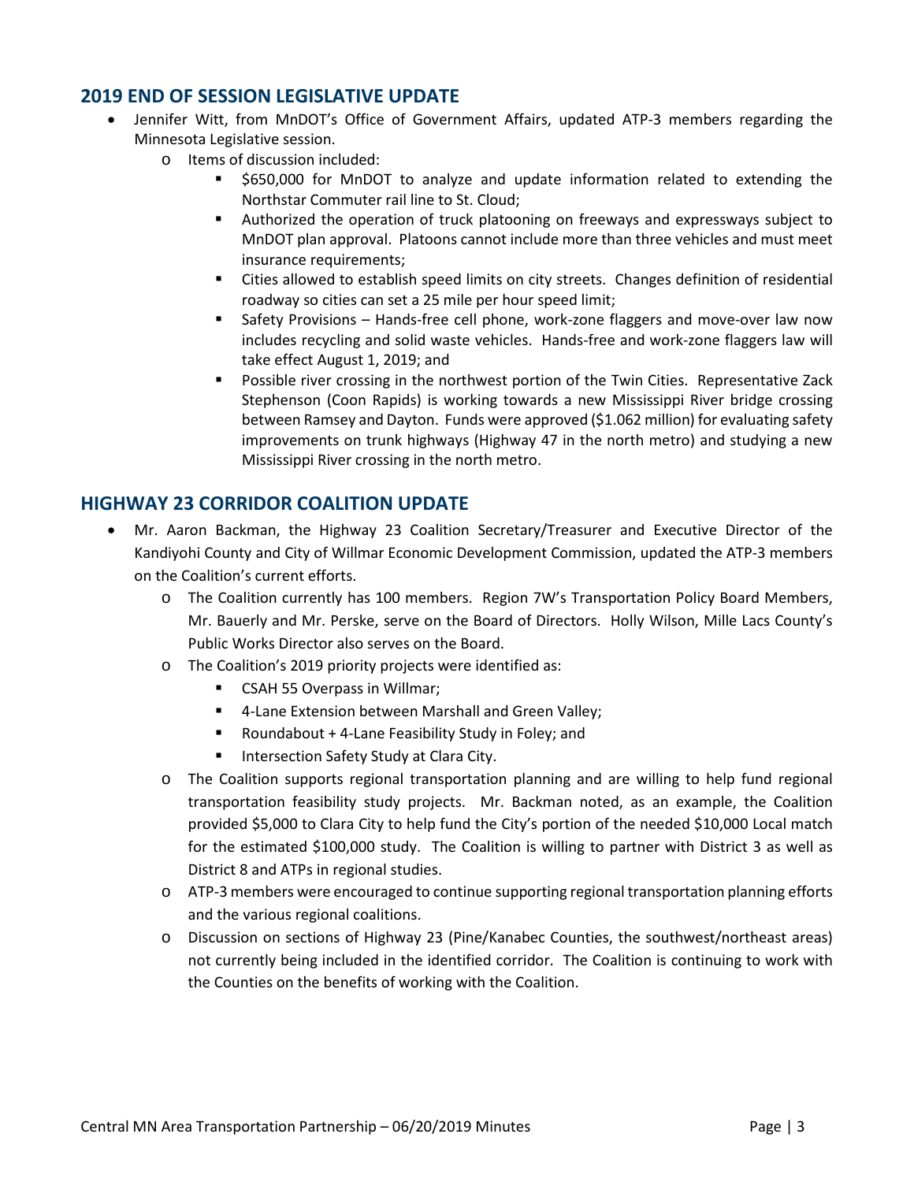## 2019 END OF SESSION LEGISLATIVE UPDATE

- Jennifer Witt, from MnDOT's Office of Government Affairs, updated ATP-3 members regarding the Minnesota Legislative session.
  - Items of discussion included:
    - $650,000 for MnDOT to analyze and update information related to extending the Northstar Commuter rail line to St. Cloud;
    - Authorized the operation of truck platooning on freeways and expressways subject to MnDOT plan approval. Platoons cannot include more than three vehicles and must meet insurance requirements;
    - Cities allowed to establish speed limits on city streets. Changes definition of residential roadway so cities can set a 25 mile per hour speed limit;
    - Safety Provisions – Hands-free cell phone, work-zone flaggers and move-over law now includes recycling and solid waste vehicles. Hands-free and work-zone flaggers law will take effect August 1, 2019; and
    - Possible river crossing in the northwest portion of the Twin Cities. Representative Zack Stephenson (Coon Rapids) is working towards a new Mississippi River bridge crossing between Ramsey and Dayton. Funds were approved ($1.062 million) for evaluating safety improvements on trunk highways (Highway 47 in the north metro) and studying a new Mississippi River crossing in the north metro.

## HIGHWAY 23 CORRIDOR COALITION UPDATE

- Mr. Aaron Backman, the Highway 23 Coalition Secretary/Treasurer and Executive Director of the Kandiyohi County and City of Willmar Economic Development Commission, updated the ATP-3 members on the Coalition's current efforts.
  - The Coalition currently has 100 members. Region 7W's Transportation Policy Board Members, Mr. Bauerly and Mr. Perske, serve on the Board of Directors. Holly Wilson, Mille Lacs County's Public Works Director also serves on the Board.
  - The Coalition's 2019 priority projects were identified as:
    - CSAH 55 Overpass in Willmar;
    - 4-Lane Extension between Marshall and Green Valley;
    - Roundabout + 4-Lane Feasibility Study in Foley; and
    - Intersection Safety Study at Clara City.
  - The Coalition supports regional transportation planning and are willing to help fund regional transportation feasibility study projects. Mr. Backman noted, as an example, the Coalition provided $5,000 to Clara City to help fund the City's portion of the needed $10,000 Local match for the estimated $100,000 study. The Coalition is willing to partner with District 3 as well as District 8 and ATPs in regional studies.
  - ATP-3 members were encouraged to continue supporting regional transportation planning efforts and the various regional coalitions.
  - Discussion on sections of Highway 23 (Pine/Kanabec Counties, the southwest/northeast areas) not currently being included in the identified corridor. The Coalition is continuing to work with the Counties on the benefits of working with the Coalition.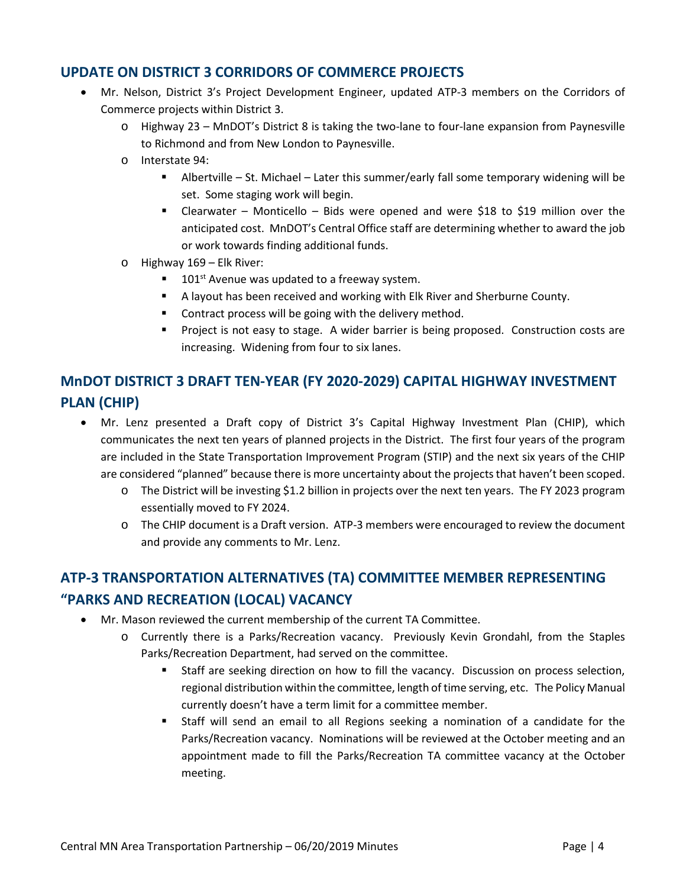## UPDATE ON DISTRICT 3 CORRIDORS OF COMMERCE PROJECTS

- Mr. Nelson, District 3's Project Development Engineer, updated ATP-3 members on the Corridors of Commerce projects within District 3.
  - Highway 23 – MnDOT's District 8 is taking the two-lane to four-lane expansion from Paynesville to Richmond and from New London to Paynesville.
  - Interstate 94:
    - Albertville – St. Michael – Later this summer/early fall some temporary widening will be set. Some staging work will begin.
    - Clearwater – Monticello – Bids were opened and were $18 to $19 million over the anticipated cost. MnDOT's Central Office staff are determining whether to award the job or work towards finding additional funds.
  - Highway 169 – Elk River:
    - 101st Avenue was updated to a freeway system.
    - A layout has been received and working with Elk River and Sherburne County.
    - Contract process will be going with the delivery method.
    - Project is not easy to stage. A wider barrier is being proposed. Construction costs are increasing. Widening from four to six lanes.

## MnDOT DISTRICT 3 DRAFT TEN-YEAR (FY 2020-2029) CAPITAL HIGHWAY INVESTMENT PLAN (CHIP)

- Mr. Lenz presented a Draft copy of District 3's Capital Highway Investment Plan (CHIP), which communicates the next ten years of planned projects in the District. The first four years of the program are included in the State Transportation Improvement Program (STIP) and the next six years of the CHIP are considered "planned" because there is more uncertainty about the projects that haven't been scoped.
  - The District will be investing $1.2 billion in projects over the next ten years. The FY 2023 program essentially moved to FY 2024.
  - The CHIP document is a Draft version. ATP-3 members were encouraged to review the document and provide any comments to Mr. Lenz.

## ATP-3 TRANSPORTATION ALTERNATIVES (TA) COMMITTEE MEMBER REPRESENTING "PARKS AND RECREATION (LOCAL) VACANCY

- Mr. Mason reviewed the current membership of the current TA Committee.
  - Currently there is a Parks/Recreation vacancy. Previously Kevin Grondahl, from the Staples Parks/Recreation Department, had served on the committee.
    - Staff are seeking direction on how to fill the vacancy. Discussion on process selection, regional distribution within the committee, length of time serving, etc. The Policy Manual currently doesn't have a term limit for a committee member.
    - Staff will send an email to all Regions seeking a nomination of a candidate for the Parks/Recreation vacancy. Nominations will be reviewed at the October meeting and an appointment made to fill the Parks/Recreation TA committee vacancy at the October meeting.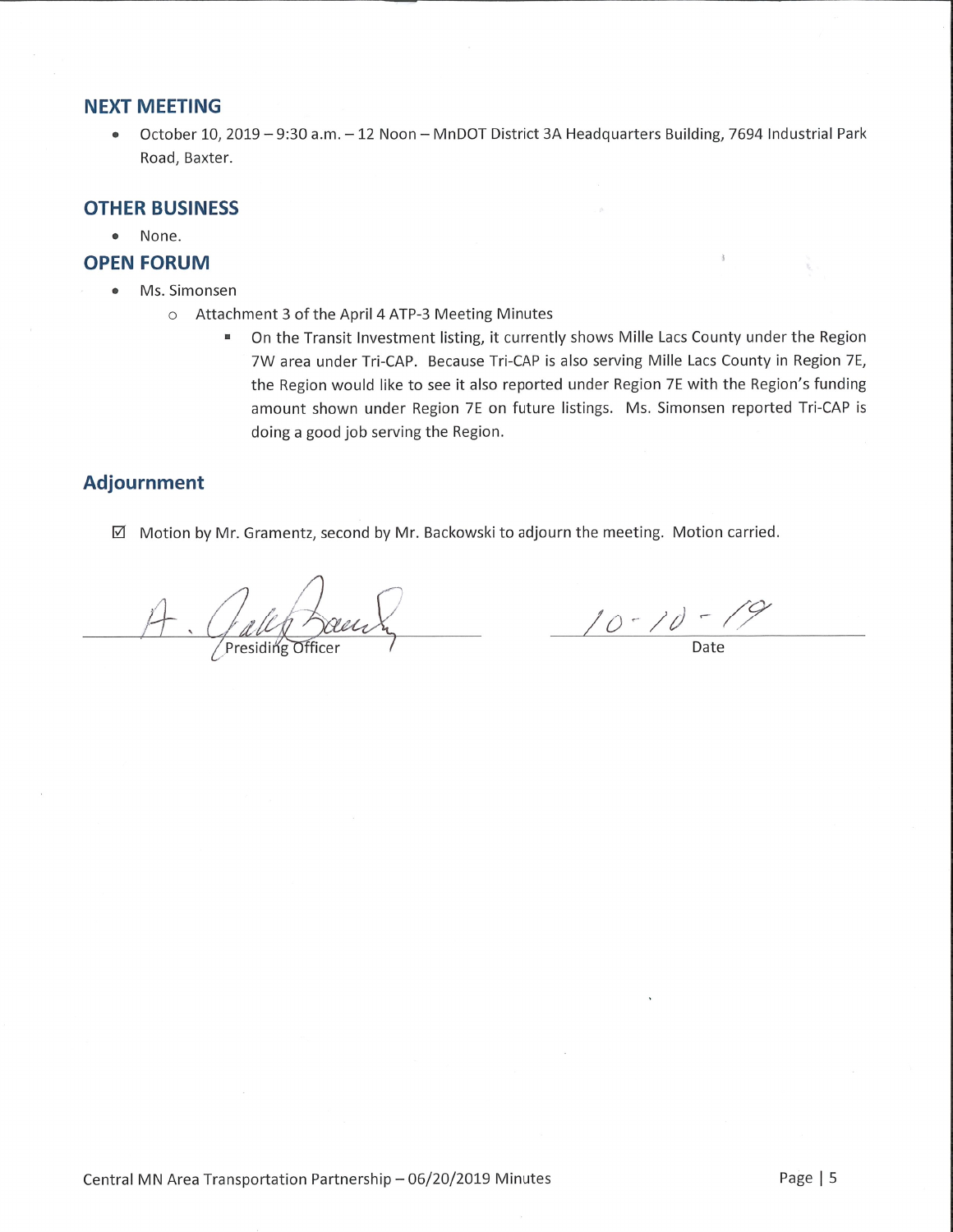## NEXT MEETING

- October 10, 2019 – 9:30 a.m. – 12 Noon – MnDOT District 3A Headquarters Building, 7694 Industrial Park Road, Baxter.

## OTHER BUSINESS

- None.

## OPEN FORUM

- Ms. Simonsen
  - Attachment 3 of the April 4 ATP-3 Meeting Minutes
    - On the Transit Investment listing, it currently shows Mille Lacs County under the Region 7W area under Tri-CAP. Because Tri-CAP is also serving Mille Lacs County in Region 7E, the Region would like to see it also reported under Region 7E with the Region's funding amount shown under Region 7E on future listings. Ms. Simonsen reported Tri-CAP is doing a good job serving the Region.

## Adjournment

☑ Motion by Mr. Gramentz, second by Mr. Backowski to adjourn the meeting. Motion carried.

A. Jake Bauerly
Presiding Officer

10-10-19
Date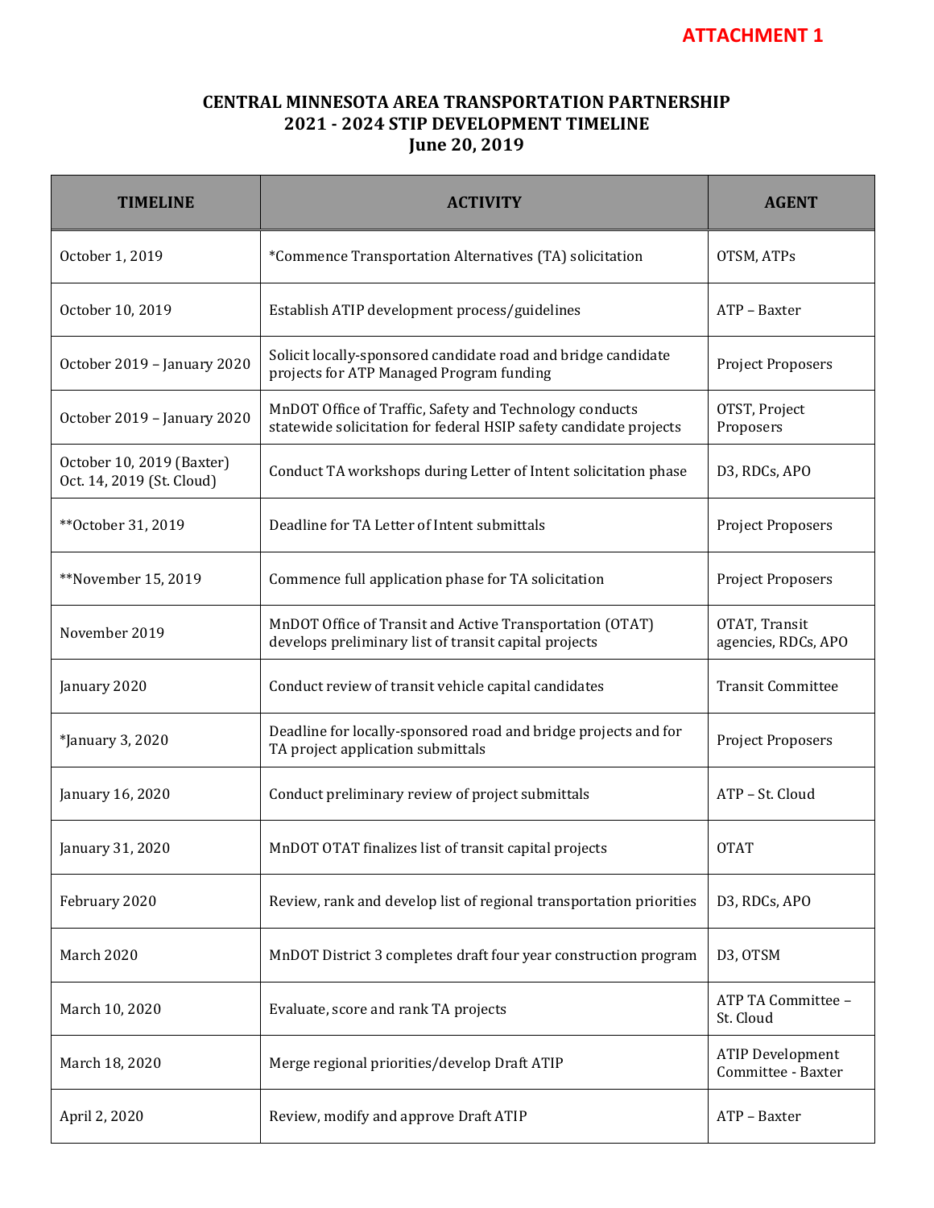**ATTACHMENT 1**

# CENTRAL MINNESOTA AREA TRANSPORTATION PARTNERSHIP
## 2021 - 2024 STIP DEVELOPMENT TIMELINE
### June 20, 2019

| TIMELINE | ACTIVITY | AGENT |
|---|---|---|
| October 1, 2019 | *Commence Transportation Alternatives (TA) solicitation | OTSM, ATPs |
| October 10, 2019 | Establish ATIP development process/guidelines | ATP – Baxter |
| October 2019 – January 2020 | Solicit locally-sponsored candidate road and bridge candidate projects for ATP Managed Program funding | Project Proposers |
| October 2019 – January 2020 | MnDOT Office of Traffic, Safety and Technology conducts statewide solicitation for federal HSIP safety candidate projects | OTST, Project Proposers |
| October 10, 2019 (Baxter) Oct. 14, 2019 (St. Cloud) | Conduct TA workshops during Letter of Intent solicitation phase | D3, RDCs, APO |
| **October 31, 2019 | Deadline for TA Letter of Intent submittals | Project Proposers |
| **November 15, 2019 | Commence full application phase for TA solicitation | Project Proposers |
| November 2019 | MnDOT Office of Transit and Active Transportation (OTAT) develops preliminary list of transit capital projects | OTAT, Transit agencies, RDCs, APO |
| January 2020 | Conduct review of transit vehicle capital candidates | Transit Committee |
| *January 3, 2020 | Deadline for locally-sponsored road and bridge projects and for TA project application submittals | Project Proposers |
| January 16, 2020 | Conduct preliminary review of project submittals | ATP – St. Cloud |
| January 31, 2020 | MnDOT OTAT finalizes list of transit capital projects | OTAT |
| February 2020 | Review, rank and develop list of regional transportation priorities | D3, RDCs, APO |
| March 2020 | MnDOT District 3 completes draft four year construction program | D3, OTSM |
| March 10, 2020 | Evaluate, score and rank TA projects | ATP TA Committee – St. Cloud |
| March 18, 2020 | Merge regional priorities/develop Draft ATIP | ATIP Development Committee - Baxter |
| April 2, 2020 | Review, modify and approve Draft ATIP | ATP – Baxter |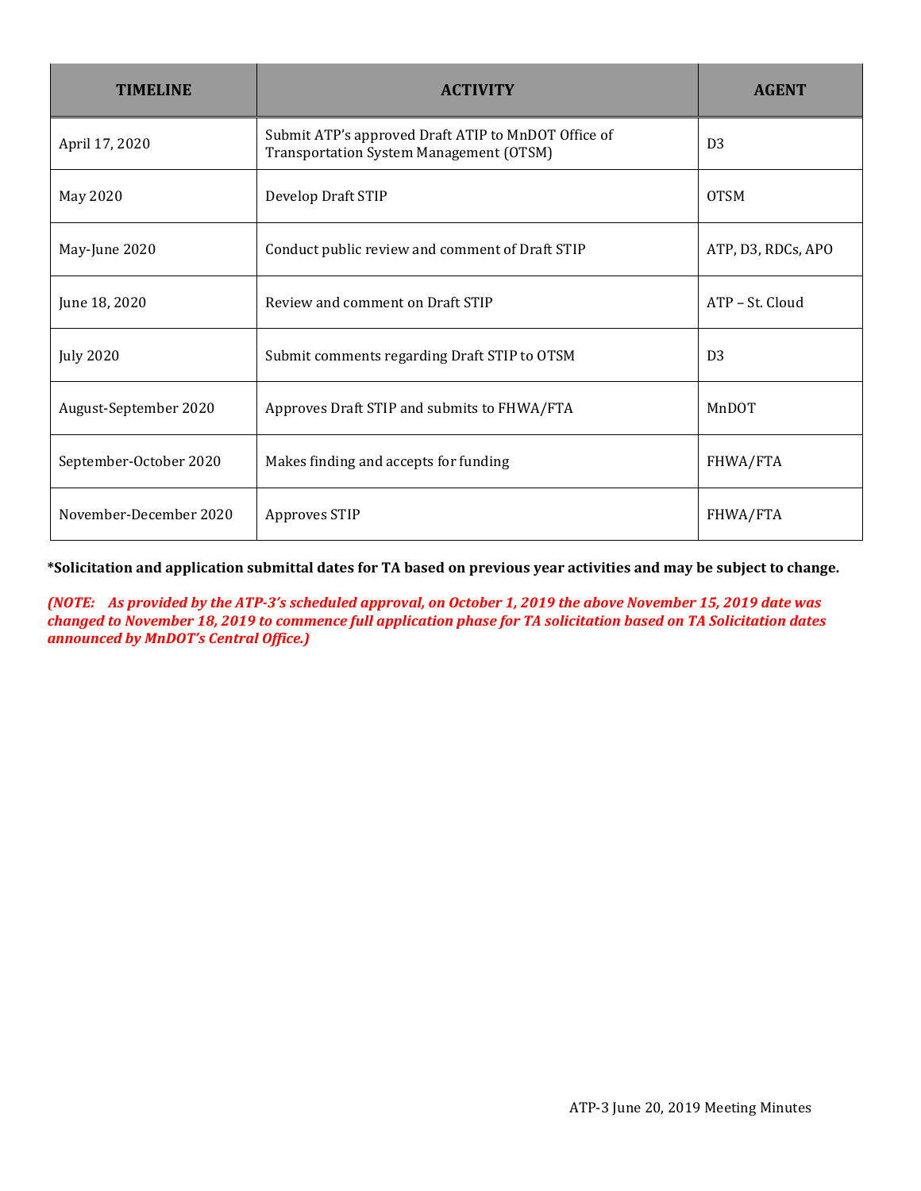| TIMELINE | ACTIVITY | AGENT |
|---|---|---|
| April 17, 2020 | Submit ATP's approved Draft ATIP to MnDOT Office of Transportation System Management (OTSM) | D3 |
| May 2020 | Develop Draft STIP | OTSM |
| May-June 2020 | Conduct public review and comment of Draft STIP | ATP, D3, RDCs, APO |
| June 18, 2020 | Review and comment on Draft STIP | ATP – St. Cloud |
| July 2020 | Submit comments regarding Draft STIP to OTSM | D3 |
| August-September 2020 | Approves Draft STIP and submits to FHWA/FTA | MnDOT |
| September-October 2020 | Makes finding and accepts for funding | FHWA/FTA |
| November-December 2020 | Approves STIP | FHWA/FTA |

**\*Solicitation and application submittal dates for TA based on previous year activities and may be subject to change.**

***(NOTE: As provided by the ATP-3's scheduled approval, on October 1, 2019 the above November 15, 2019 date was changed to November 18, 2019 to commence full application phase for TA solicitation based on TA Solicitation dates announced by MnDOT's Central Office.)***